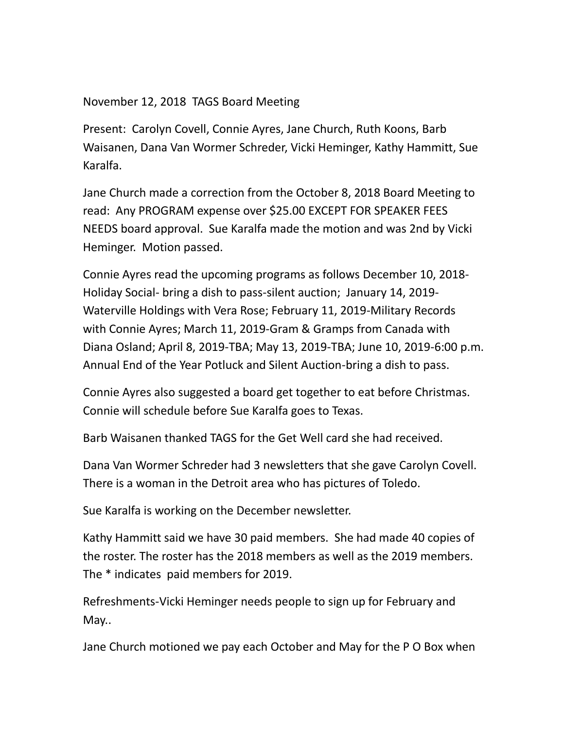November 12, 2018  TAGS Board Meeting

Present:  Carolyn Covell, Connie Ayres, Jane Church, Ruth Koons, Barb Waisanen, Dana Van Wormer Schreder, Vicki Heminger, Kathy Hammitt, Sue Karalfa.

Jane Church made a correction from the October 8, 2018 Board Meeting to read:  Any PROGRAM expense over $25.00 EXCEPT FOR SPEAKER FEES NEEDS board approval.  Sue Karalfa made the motion and was 2nd by Vicki Heminger.  Motion passed.

Connie Ayres read the upcoming programs as follows December 10, 2018-Holiday Social- bring a dish to pass-silent auction;  January 14, 2019-Waterville Holdings with Vera Rose; February 11, 2019-Military Records with Connie Ayres; March 11, 2019-Gram & Gramps from Canada with Diana Osland; April 8, 2019-TBA; May 13, 2019-TBA; June 10, 2019-6:00 p.m. Annual End of the Year Potluck and Silent Auction-bring a dish to pass.

Connie Ayres also suggested a board get together to eat before Christmas. Connie will schedule before Sue Karalfa goes to Texas.

Barb Waisanen thanked TAGS for the Get Well card she had received.

Dana Van Wormer Schreder had 3 newsletters that she gave Carolyn Covell. There is a woman in the Detroit area who has pictures of Toledo.

Sue Karalfa is working on the December newsletter.

Kathy Hammitt said we have 30 paid members.  She had made 40 copies of the roster. The roster has the 2018 members as well as the 2019 members. The * indicates  paid members for 2019.

Refreshments-Vicki Heminger needs people to sign up for February and May..

Jane Church motioned we pay each October and May for the P O Box when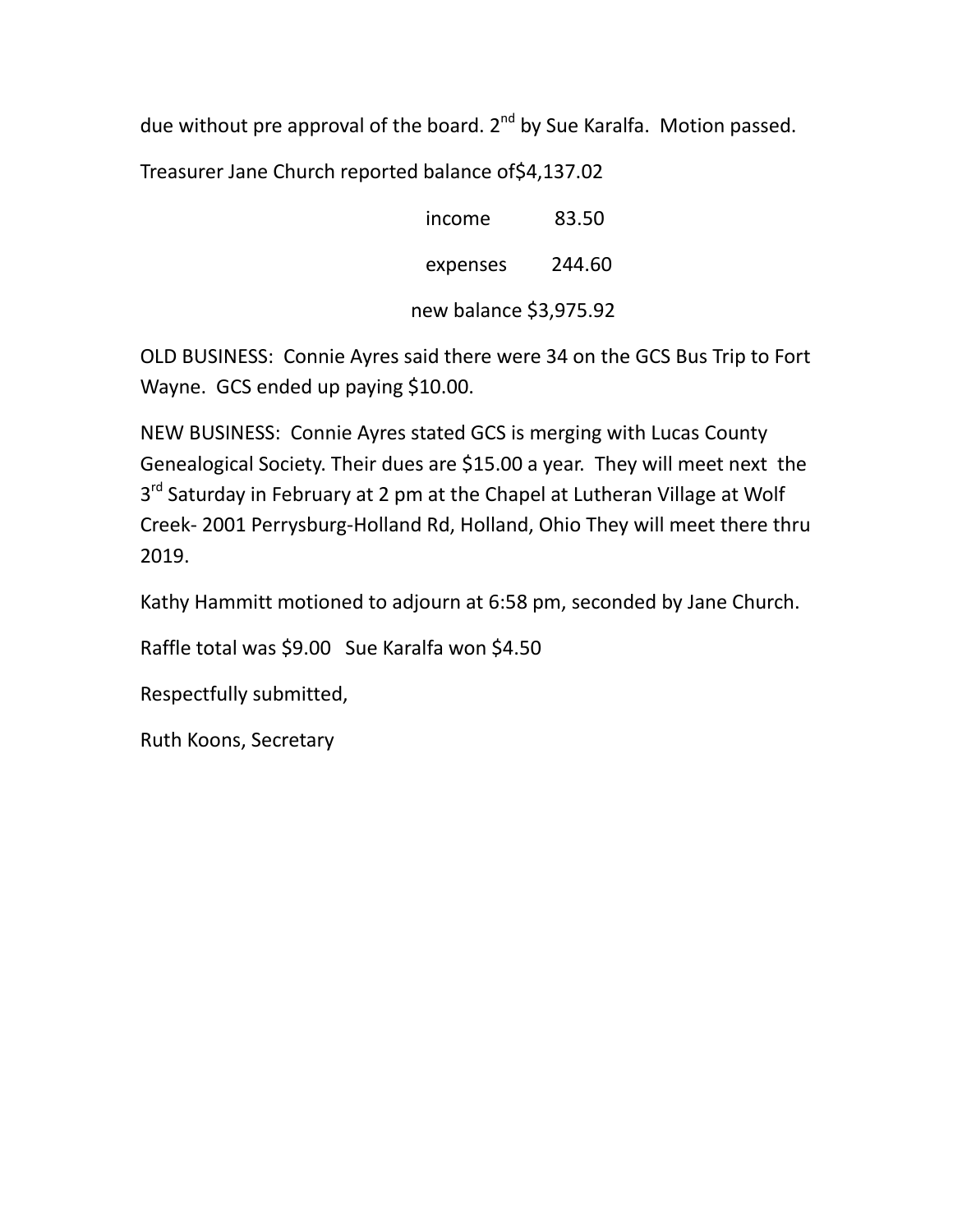due without pre approval of the board. 2nd by Sue Karalfa. Motion passed.

Treasurer Jane Church reported balance of$4,137.02

| | |
|---|---|
| income | 83.50 |
| expenses | 244.60 |
| new balance | $3,975.92 |

OLD BUSINESS: Connie Ayres said there were 34 on the GCS Bus Trip to Fort Wayne. GCS ended up paying $10.00.

NEW BUSINESS: Connie Ayres stated GCS is merging with Lucas County Genealogical Society. Their dues are $15.00 a year. They will meet next the 3rd Saturday in February at 2 pm at the Chapel at Lutheran Village at Wolf Creek- 2001 Perrysburg-Holland Rd, Holland, Ohio They will meet there thru 2019.

Kathy Hammitt motioned to adjourn at 6:58 pm, seconded by Jane Church.

Raffle total was $9.00 Sue Karalfa won $4.50

Respectfully submitted,

Ruth Koons, Secretary